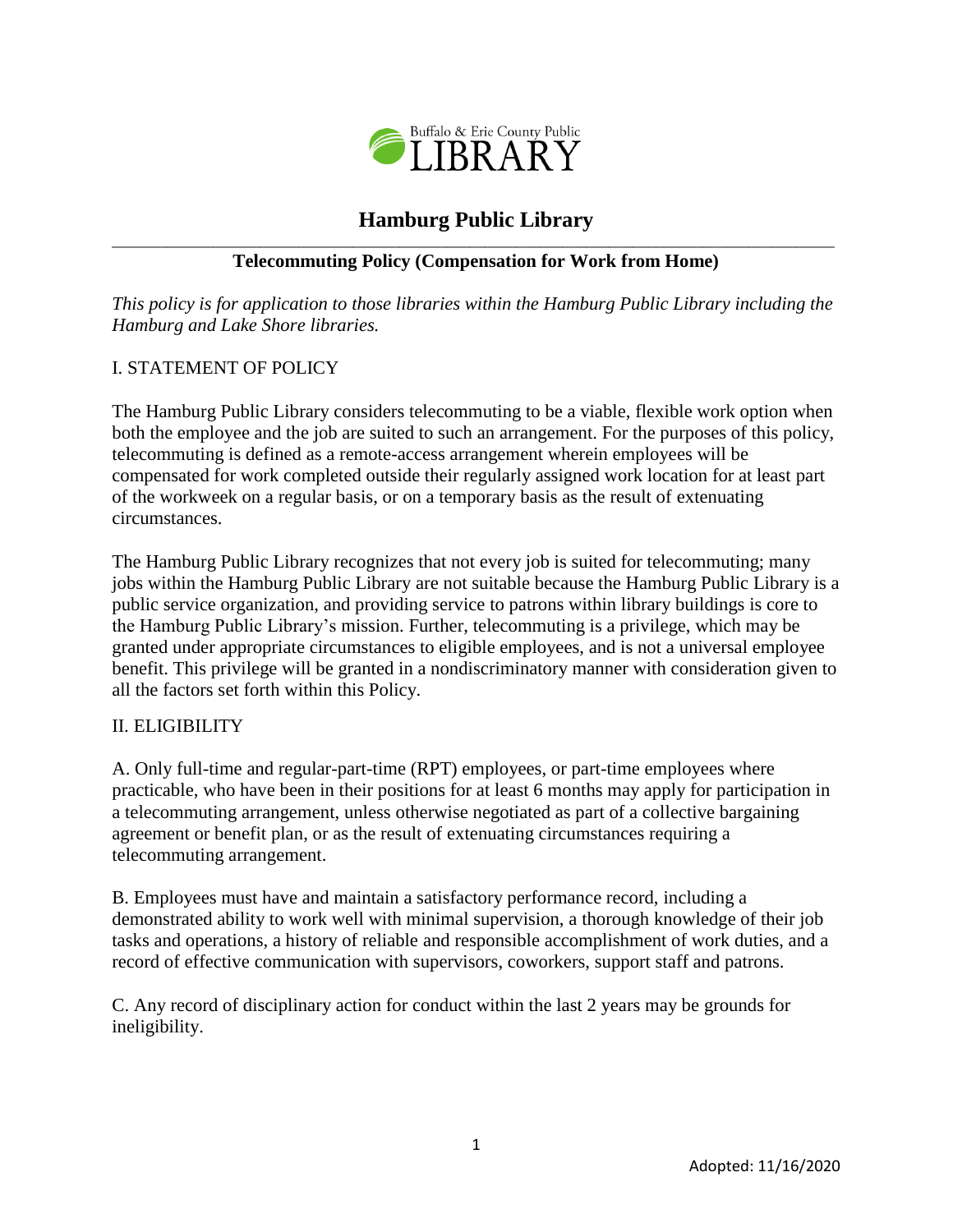# Hamburg Public Library

## Telecommuting Policy (Compensation for Work from Home)

*This policy is for application to those libraries within the Hamburg Public Library including the Hamburg and Lake Shore libraries.*

### I. STATEMENT OF POLICY

The Hamburg Public Library considers telecommuting to be a viable, flexible work option when both the employee and the job are suited to such an arrangement. For the purposes of this policy, telecommuting is defined as a remote-access arrangement wherein employees will be compensated for work completed outside their regularly assigned work location for at least part of the workweek on a regular basis, or on a temporary basis as the result of extenuating circumstances.

The Hamburg Public Library recognizes that not every job is suited for telecommuting; many jobs within the Hamburg Public Library are not suitable because the Hamburg Public Library is a public service organization, and providing service to patrons within library buildings is core to the Hamburg Public Library's mission. Further, telecommuting is a privilege, which may be granted under appropriate circumstances to eligible employees, and is not a universal employee benefit. This privilege will be granted in a nondiscriminatory manner with consideration given to all the factors set forth within this Policy.

### II. ELIGIBILITY

A. Only full-time and regular-part-time (RPT) employees, or part-time employees where practicable, who have been in their positions for at least 6 months may apply for participation in a telecommuting arrangement, unless otherwise negotiated as part of a collective bargaining agreement or benefit plan, or as the result of extenuating circumstances requiring a telecommuting arrangement.

B. Employees must have and maintain a satisfactory performance record, including a demonstrated ability to work well with minimal supervision, a thorough knowledge of their job tasks and operations, a history of reliable and responsible accomplishment of work duties, and a record of effective communication with supervisors, coworkers, support staff and patrons.

C. Any record of disciplinary action for conduct within the last 2 years may be grounds for ineligibility.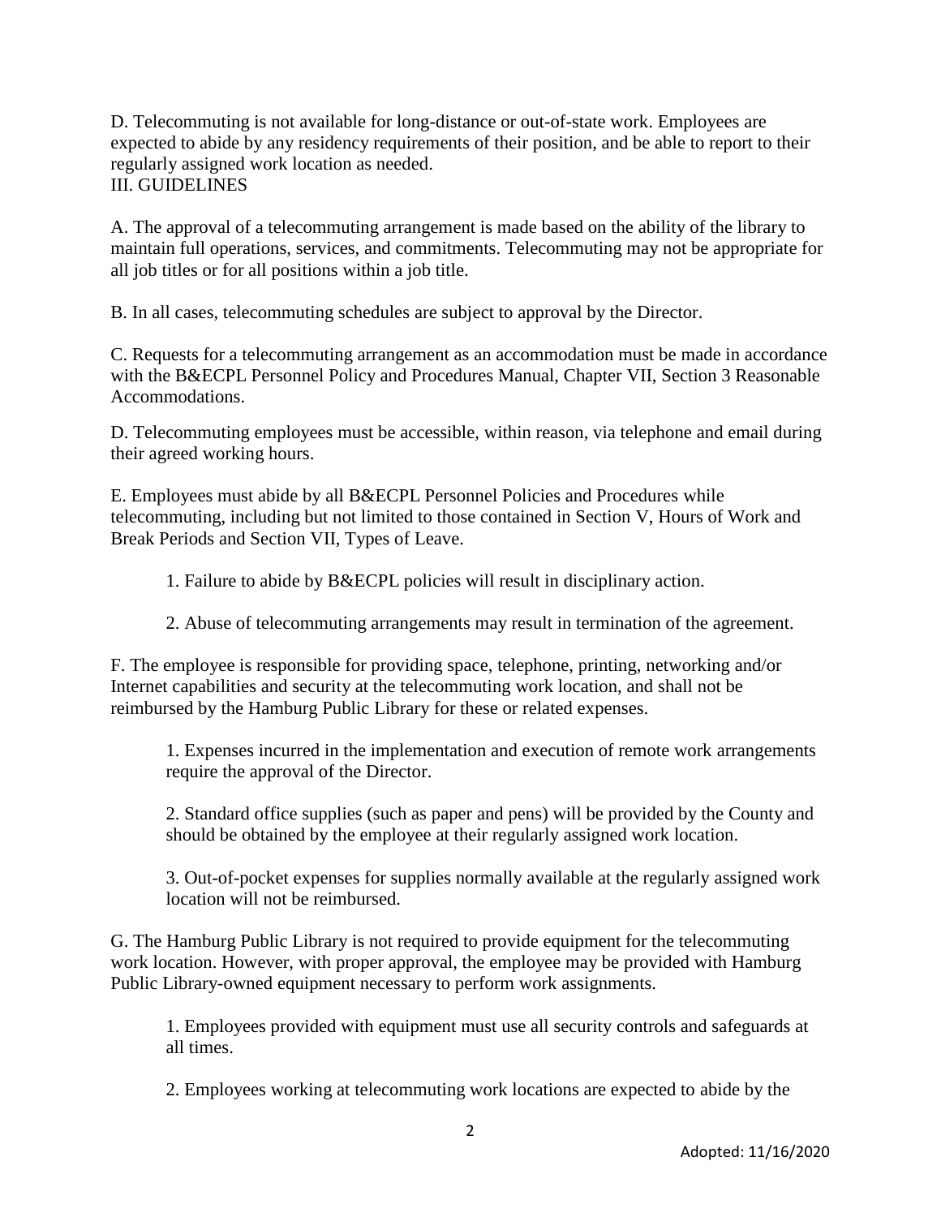D. Telecommuting is not available for long-distance or out-of-state work. Employees are expected to abide by any residency requirements of their position, and be able to report to their regularly assigned work location as needed.

## III. GUIDELINES

A. The approval of a telecommuting arrangement is made based on the ability of the library to maintain full operations, services, and commitments. Telecommuting may not be appropriate for all job titles or for all positions within a job title.

B. In all cases, telecommuting schedules are subject to approval by the Director.

C. Requests for a telecommuting arrangement as an accommodation must be made in accordance with the B&ECPL Personnel Policy and Procedures Manual, Chapter VII, Section 3 Reasonable Accommodations.

D. Telecommuting employees must be accessible, within reason, via telephone and email during their agreed working hours.

E. Employees must abide by all B&ECPL Personnel Policies and Procedures while telecommuting, including but not limited to those contained in Section V, Hours of Work and Break Periods and Section VII, Types of Leave.

1. Failure to abide by B&ECPL policies will result in disciplinary action.

2. Abuse of telecommuting arrangements may result in termination of the agreement.

F. The employee is responsible for providing space, telephone, printing, networking and/or Internet capabilities and security at the telecommuting work location, and shall not be reimbursed by the Hamburg Public Library for these or related expenses.

1. Expenses incurred in the implementation and execution of remote work arrangements require the approval of the Director.

2. Standard office supplies (such as paper and pens) will be provided by the County and should be obtained by the employee at their regularly assigned work location.

3. Out-of-pocket expenses for supplies normally available at the regularly assigned work location will not be reimbursed.

G. The Hamburg Public Library is not required to provide equipment for the telecommuting work location. However, with proper approval, the employee may be provided with Hamburg Public Library-owned equipment necessary to perform work assignments.

1. Employees provided with equipment must use all security controls and safeguards at all times.

2. Employees working at telecommuting work locations are expected to abide by the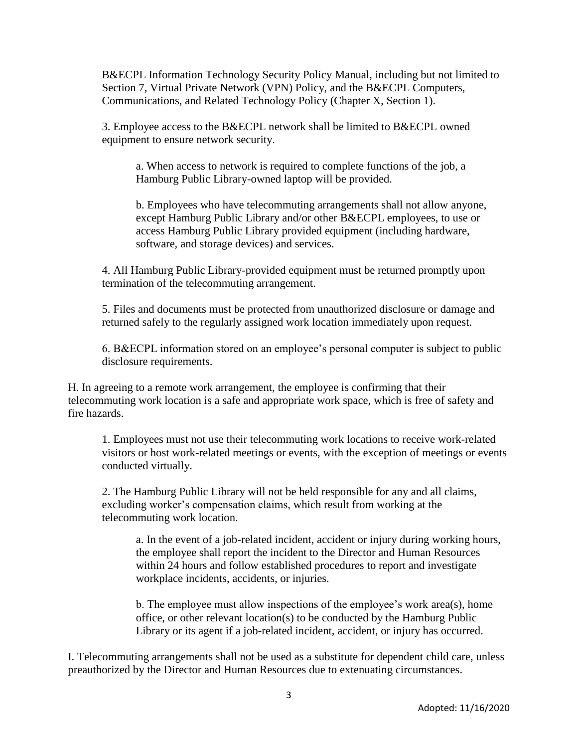B&ECPL Information Technology Security Policy Manual, including but not limited to Section 7, Virtual Private Network (VPN) Policy, and the B&ECPL Computers, Communications, and Related Technology Policy (Chapter X, Section 1).

3. Employee access to the B&ECPL network shall be limited to B&ECPL owned equipment to ensure network security.

    a. When access to network is required to complete functions of the job, a Hamburg Public Library-owned laptop will be provided.

    b. Employees who have telecommuting arrangements shall not allow anyone, except Hamburg Public Library and/or other B&ECPL employees, to use or access Hamburg Public Library provided equipment (including hardware, software, and storage devices) and services.

4. All Hamburg Public Library-provided equipment must be returned promptly upon termination of the telecommuting arrangement.

5. Files and documents must be protected from unauthorized disclosure or damage and returned safely to the regularly assigned work location immediately upon request.

6. B&ECPL information stored on an employee's personal computer is subject to public disclosure requirements.

H. In agreeing to a remote work arrangement, the employee is confirming that their telecommuting work location is a safe and appropriate work space, which is free of safety and fire hazards.

1. Employees must not use their telecommuting work locations to receive work-related visitors or host work-related meetings or events, with the exception of meetings or events conducted virtually.

2. The Hamburg Public Library will not be held responsible for any and all claims, excluding worker's compensation claims, which result from working at the telecommuting work location.

    a. In the event of a job-related incident, accident or injury during working hours, the employee shall report the incident to the Director and Human Resources within 24 hours and follow established procedures to report and investigate workplace incidents, accidents, or injuries.

    b. The employee must allow inspections of the employee's work area(s), home office, or other relevant location(s) to be conducted by the Hamburg Public Library or its agent if a job-related incident, accident, or injury has occurred.

I. Telecommuting arrangements shall not be used as a substitute for dependent child care, unless preauthorized by the Director and Human Resources due to extenuating circumstances.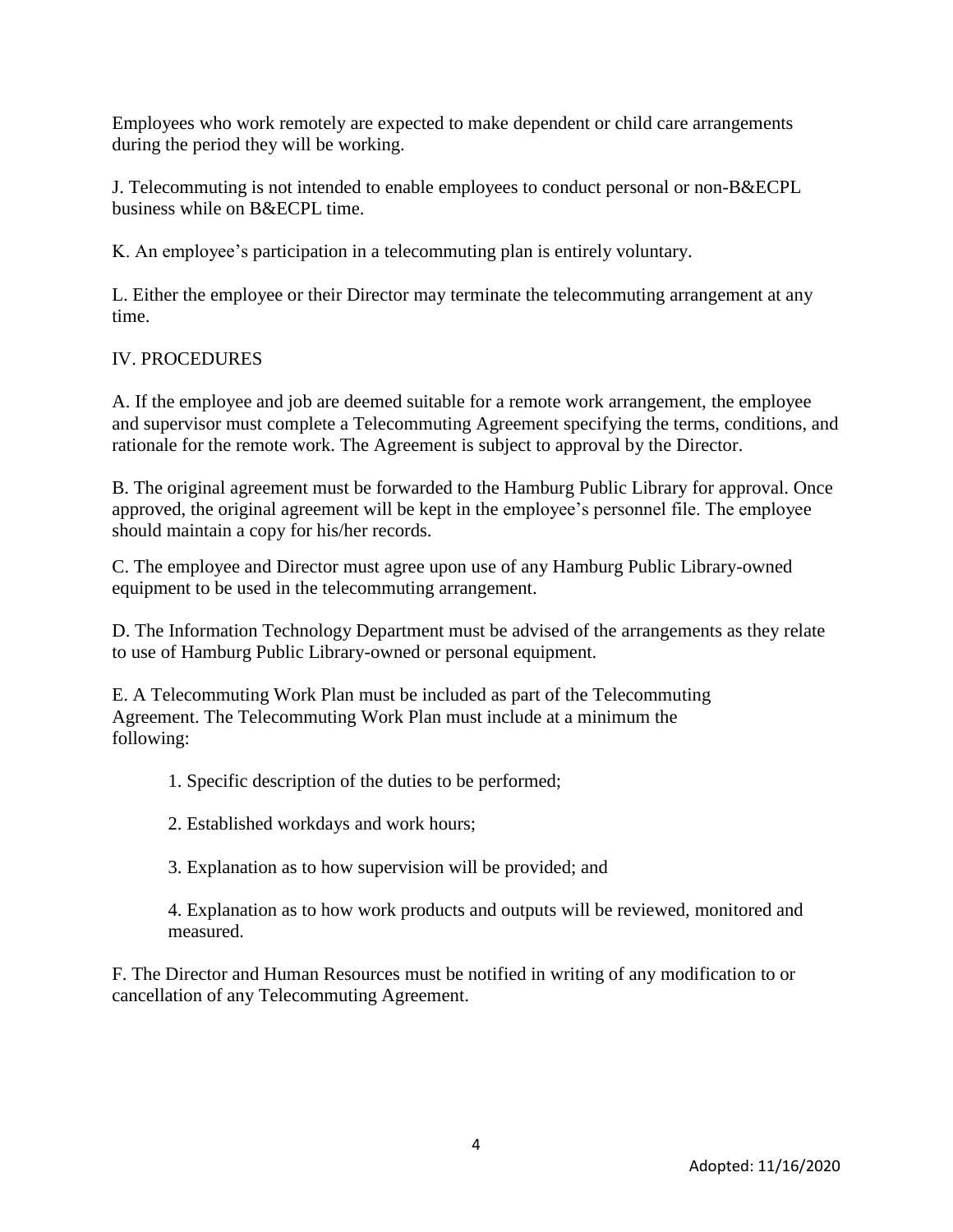Employees who work remotely are expected to make dependent or child care arrangements during the period they will be working.

J. Telecommuting is not intended to enable employees to conduct personal or non-B&ECPL business while on B&ECPL time.

K. An employee's participation in a telecommuting plan is entirely voluntary.

L. Either the employee or their Director may terminate the telecommuting arrangement at any time.

## IV. PROCEDURES

A. If the employee and job are deemed suitable for a remote work arrangement, the employee and supervisor must complete a Telecommuting Agreement specifying the terms, conditions, and rationale for the remote work. The Agreement is subject to approval by the Director.

B. The original agreement must be forwarded to the Hamburg Public Library for approval. Once approved, the original agreement will be kept in the employee's personnel file. The employee should maintain a copy for his/her records.

C. The employee and Director must agree upon use of any Hamburg Public Library-owned equipment to be used in the telecommuting arrangement.

D. The Information Technology Department must be advised of the arrangements as they relate to use of Hamburg Public Library-owned or personal equipment.

E. A Telecommuting Work Plan must be included as part of the Telecommuting Agreement. The Telecommuting Work Plan must include at a minimum the following:

1. Specific description of the duties to be performed;
2. Established workdays and work hours;
3. Explanation as to how supervision will be provided; and
4. Explanation as to how work products and outputs will be reviewed, monitored and measured.

F. The Director and Human Resources must be notified in writing of any modification to or cancellation of any Telecommuting Agreement.

Adopted: 11/16/2020